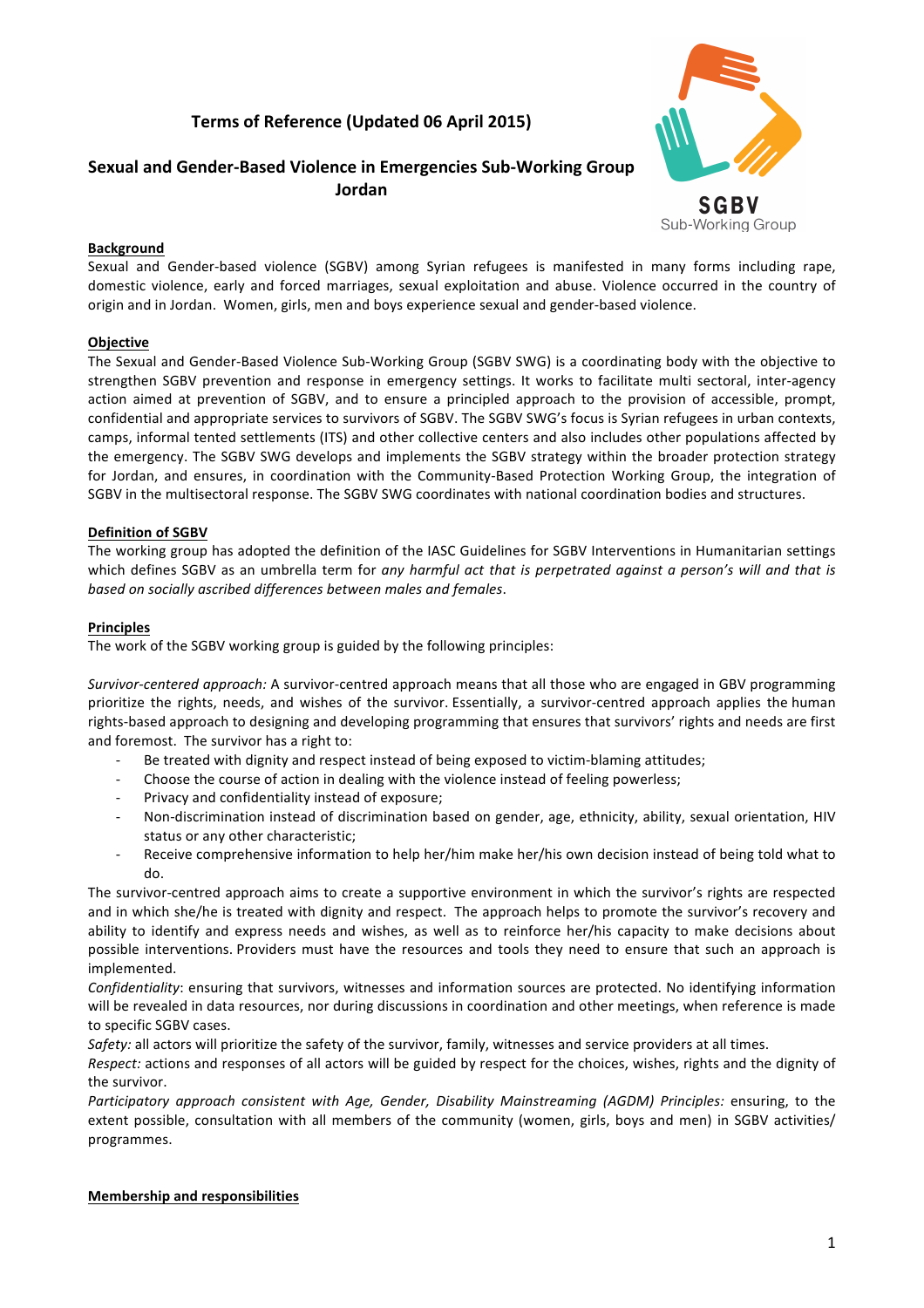# Terms of Reference (Updated 06 April 2015)

## Sexual and Gender-Based Violence in Emergencies Sub-Working Group Jordan

**SGBV**
Sub-Working Group

### Background

Sexual and Gender-based violence (SGBV) among Syrian refugees is manifested in many forms including rape, domestic violence, early and forced marriages, sexual exploitation and abuse. Violence occurred in the country of origin and in Jordan. Women, girls, men and boys experience sexual and gender-based violence.

### Objective

The Sexual and Gender-Based Violence Sub-Working Group (SGBV SWG) is a coordinating body with the objective to strengthen SGBV prevention and response in emergency settings. It works to facilitate multi sectoral, inter-agency action aimed at prevention of SGBV, and to ensure a principled approach to the provision of accessible, prompt, confidential and appropriate services to survivors of SGBV. The SGBV SWG's focus is Syrian refugees in urban contexts, camps, informal tented settlements (ITS) and other collective centers and also includes other populations affected by the emergency. The SGBV SWG develops and implements the SGBV strategy within the broader protection strategy for Jordan, and ensures, in coordination with the Community-Based Protection Working Group, the integration of SGBV in the multisectoral response. The SGBV SWG coordinates with national coordination bodies and structures.

### Definition of SGBV

The working group has adopted the definition of the IASC Guidelines for SGBV Interventions in Humanitarian settings which defines SGBV as an umbrella term for *any harmful act that is perpetrated against a person's will and that is based on socially ascribed differences between males and females*.

### Principles

The work of the SGBV working group is guided by the following principles:

*Survivor-centered approach:* A survivor-centred approach means that all those who are engaged in GBV programming prioritize the rights, needs, and wishes of the survivor. Essentially, a survivor-centred approach applies the human rights-based approach to designing and developing programming that ensures that survivors' rights and needs are first and foremost. The survivor has a right to:

- Be treated with dignity and respect instead of being exposed to victim-blaming attitudes;
- Choose the course of action in dealing with the violence instead of feeling powerless;
- Privacy and confidentiality instead of exposure;
- Non-discrimination instead of discrimination based on gender, age, ethnicity, ability, sexual orientation, HIV status or any other characteristic;
- Receive comprehensive information to help her/him make her/his own decision instead of being told what to do.

The survivor-centred approach aims to create a supportive environment in which the survivor's rights are respected and in which she/he is treated with dignity and respect. The approach helps to promote the survivor's recovery and ability to identify and express needs and wishes, as well as to reinforce her/his capacity to make decisions about possible interventions. Providers must have the resources and tools they need to ensure that such an approach is implemented.

*Confidentiality*: ensuring that survivors, witnesses and information sources are protected. No identifying information will be revealed in data resources, nor during discussions in coordination and other meetings, when reference is made to specific SGBV cases.

*Safety:* all actors will prioritize the safety of the survivor, family, witnesses and service providers at all times.

*Respect:* actions and responses of all actors will be guided by respect for the choices, wishes, rights and the dignity of the survivor.

*Participatory approach consistent with Age, Gender, Disability Mainstreaming (AGDM) Principles:* ensuring, to the extent possible, consultation with all members of the community (women, girls, boys and men) in SGBV activities/ programmes.

### Membership and responsibilities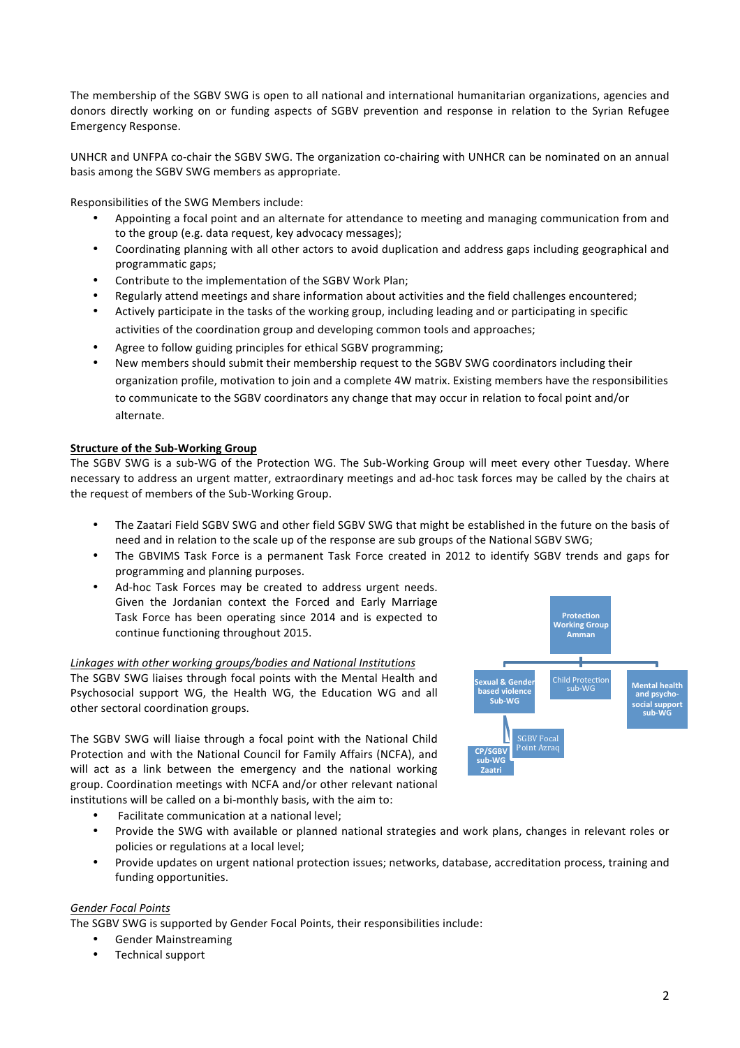The membership of the SGBV SWG is open to all national and international humanitarian organizations, agencies and donors directly working on or funding aspects of SGBV prevention and response in relation to the Syrian Refugee Emergency Response.

UNHCR and UNFPA co-chair the SGBV SWG. The organization co-chairing with UNHCR can be nominated on an annual basis among the SGBV SWG members as appropriate.

Responsibilities of the SWG Members include:

- Appointing a focal point and an alternate for attendance to meeting and managing communication from and to the group (e.g. data request, key advocacy messages);
- Coordinating planning with all other actors to avoid duplication and address gaps including geographical and programmatic gaps;
- Contribute to the implementation of the SGBV Work Plan;
- Regularly attend meetings and share information about activities and the field challenges encountered;
- Actively participate in the tasks of the working group, including leading and or participating in specific activities of the coordination group and developing common tools and approaches;
- Agree to follow guiding principles for ethical SGBV programming;
- New members should submit their membership request to the SGBV SWG coordinators including their organization profile, motivation to join and a complete 4W matrix. Existing members have the responsibilities to communicate to the SGBV coordinators any change that may occur in relation to focal point and/or alternate.

**Structure of the Sub-Working Group**

The SGBV SWG is a sub-WG of the Protection WG. The Sub-Working Group will meet every other Tuesday. Where necessary to address an urgent matter, extraordinary meetings and ad-hoc task forces may be called by the chairs at the request of members of the Sub-Working Group.

- The Zaatari Field SGBV SWG and other field SGBV SWG that might be established in the future on the basis of need and in relation to the scale up of the response are sub groups of the National SGBV SWG;
- The GBVIMS Task Force is a permanent Task Force created in 2012 to identify SGBV trends and gaps for programming and planning purposes.
- Ad-hoc Task Forces may be created to address urgent needs. Given the Jordanian context the Forced and Early Marriage Task Force has been operating since 2014 and is expected to continue functioning throughout 2015.

Protection Working Group Amman

Sexual & Gender based violence Sub-WG | Child Protection sub-WG | Mental health and psycho-social support sub-WG

CP/SGBV sub-WG Zaatri | SGBV Focal Point Azraq

*Linkages with other working groups/bodies and National Institutions*

The SGBV SWG liaises through focal points with the Mental Health and Psychosocial support WG, the Health WG, the Education WG and all other sectoral coordination groups.

The SGBV SWG will liaise through a focal point with the National Child Protection and with the National Council for Family Affairs (NCFA), and will act as a link between the emergency and the national working group. Coordination meetings with NCFA and/or other relevant national institutions will be called on a bi-monthly basis, with the aim to:

- Facilitate communication at a national level;
- Provide the SWG with available or planned national strategies and work plans, changes in relevant roles or policies or regulations at a local level;
- Provide updates on urgent national protection issues; networks, database, accreditation process, training and funding opportunities.

*Gender Focal Points*

The SGBV SWG is supported by Gender Focal Points, their responsibilities include:

- Gender Mainstreaming
- Technical support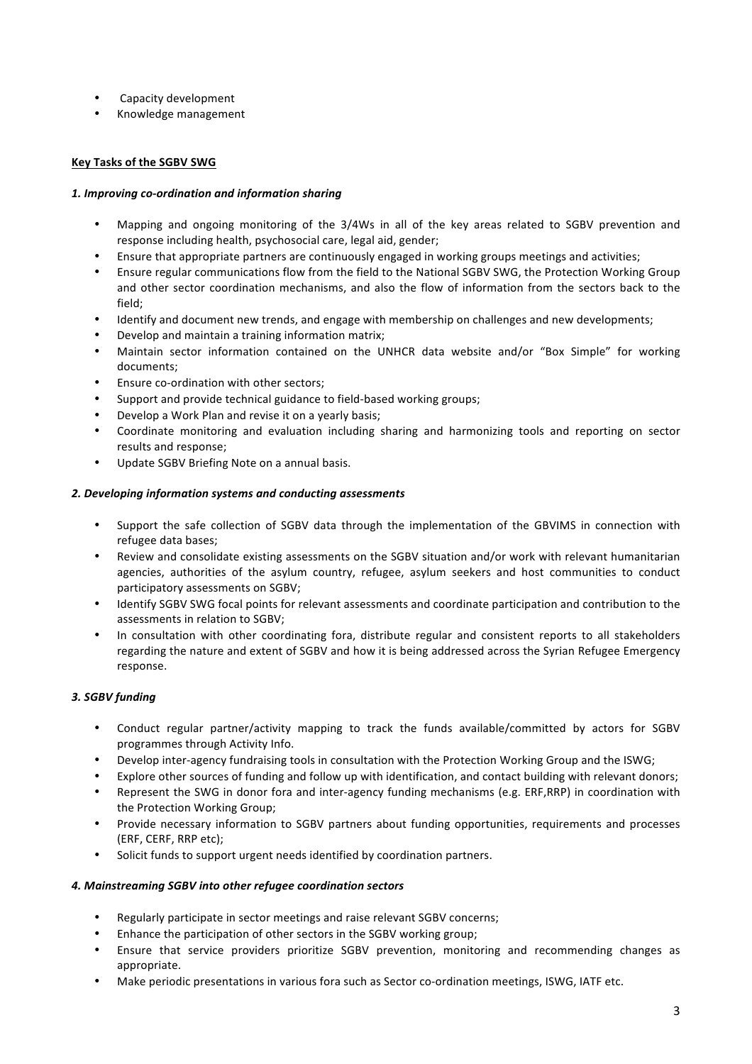- Capacity development
- Knowledge management

**Key Tasks of the SGBV SWG**

***1. Improving co-ordination and information sharing***

- Mapping and ongoing monitoring of the 3/4Ws in all of the key areas related to SGBV prevention and response including health, psychosocial care, legal aid, gender;
- Ensure that appropriate partners are continuously engaged in working groups meetings and activities;
- Ensure regular communications flow from the field to the National SGBV SWG, the Protection Working Group and other sector coordination mechanisms, and also the flow of information from the sectors back to the field;
- Identify and document new trends, and engage with membership on challenges and new developments;
- Develop and maintain a training information matrix;
- Maintain sector information contained on the UNHCR data website and/or "Box Simple" for working documents;
- Ensure co-ordination with other sectors;
- Support and provide technical guidance to field-based working groups;
- Develop a Work Plan and revise it on a yearly basis;
- Coordinate monitoring and evaluation including sharing and harmonizing tools and reporting on sector results and response;
- Update SGBV Briefing Note on a annual basis.

***2. Developing information systems and conducting assessments***

- Support the safe collection of SGBV data through the implementation of the GBVIMS in connection with refugee data bases;
- Review and consolidate existing assessments on the SGBV situation and/or work with relevant humanitarian agencies, authorities of the asylum country, refugee, asylum seekers and host communities to conduct participatory assessments on SGBV;
- Identify SGBV SWG focal points for relevant assessments and coordinate participation and contribution to the assessments in relation to SGBV;
- In consultation with other coordinating fora, distribute regular and consistent reports to all stakeholders regarding the nature and extent of SGBV and how it is being addressed across the Syrian Refugee Emergency response.

***3. SGBV funding***

- Conduct regular partner/activity mapping to track the funds available/committed by actors for SGBV programmes through Activity Info.
- Develop inter-agency fundraising tools in consultation with the Protection Working Group and the ISWG;
- Explore other sources of funding and follow up with identification, and contact building with relevant donors;
- Represent the SWG in donor fora and inter-agency funding mechanisms (e.g. ERF,RRP) in coordination with the Protection Working Group;
- Provide necessary information to SGBV partners about funding opportunities, requirements and processes (ERF, CERF, RRP etc);
- Solicit funds to support urgent needs identified by coordination partners.

***4. Mainstreaming SGBV into other refugee coordination sectors***

- Regularly participate in sector meetings and raise relevant SGBV concerns;
- Enhance the participation of other sectors in the SGBV working group;
- Ensure that service providers prioritize SGBV prevention, monitoring and recommending changes as appropriate.
- Make periodic presentations in various fora such as Sector co-ordination meetings, ISWG, IATF etc.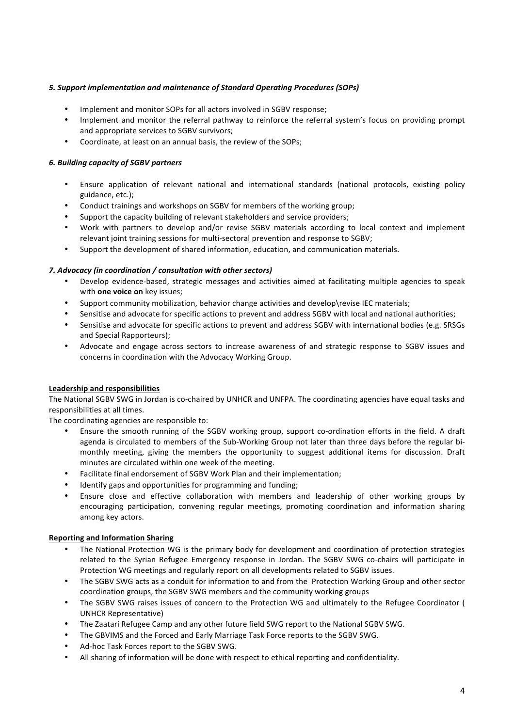### *5. Support implementation and maintenance of Standard Operating Procedures (SOPs)*

- Implement and monitor SOPs for all actors involved in SGBV response;
- Implement and monitor the referral pathway to reinforce the referral system's focus on providing prompt and appropriate services to SGBV survivors;
- Coordinate, at least on an annual basis, the review of the SOPs;

### *6. Building capacity of SGBV partners*

- Ensure application of relevant national and international standards (national protocols, existing policy guidance, etc.);
- Conduct trainings and workshops on SGBV for members of the working group;
- Support the capacity building of relevant stakeholders and service providers;
- Work with partners to develop and/or revise SGBV materials according to local context and implement relevant joint training sessions for multi-sectoral prevention and response to SGBV;
- Support the development of shared information, education, and communication materials.

### *7. Advocacy (in coordination / consultation with other sectors)*

- Develop evidence-based, strategic messages and activities aimed at facilitating multiple agencies to speak with **one voice on** key issues;
- Support community mobilization, behavior change activities and develop\revise IEC materials;
- Sensitise and advocate for specific actions to prevent and address SGBV with local and national authorities;
- Sensitise and advocate for specific actions to prevent and address SGBV with international bodies (e.g. SRSGs and Special Rapporteurs);
- Advocate and engage across sectors to increase awareness of and strategic response to SGBV issues and concerns in coordination with the Advocacy Working Group.

**Leadership and responsibilities**

The National SGBV SWG in Jordan is co-chaired by UNHCR and UNFPA. The coordinating agencies have equal tasks and responsibilities at all times.

The coordinating agencies are responsible to:

- Ensure the smooth running of the SGBV working group, support co-ordination efforts in the field. A draft agenda is circulated to members of the Sub-Working Group not later than three days before the regular bi-monthly meeting, giving the members the opportunity to suggest additional items for discussion. Draft minutes are circulated within one week of the meeting.
- Facilitate final endorsement of SGBV Work Plan and their implementation;
- Identify gaps and opportunities for programming and funding;
- Ensure close and effective collaboration with members and leadership of other working groups by encouraging participation, convening regular meetings, promoting coordination and information sharing among key actors.

**Reporting and Information Sharing**

- The National Protection WG is the primary body for development and coordination of protection strategies related to the Syrian Refugee Emergency response in Jordan. The SGBV SWG co-chairs will participate in Protection WG meetings and regularly report on all developments related to SGBV issues.
- The SGBV SWG acts as a conduit for information to and from the Protection Working Group and other sector coordination groups, the SGBV SWG members and the community working groups
- The SGBV SWG raises issues of concern to the Protection WG and ultimately to the Refugee Coordinator ( UNHCR Representative)
- The Zaatari Refugee Camp and any other future field SWG report to the National SGBV SWG.
- The GBVIMS and the Forced and Early Marriage Task Force reports to the SGBV SWG.
- Ad-hoc Task Forces report to the SGBV SWG.
- All sharing of information will be done with respect to ethical reporting and confidentiality.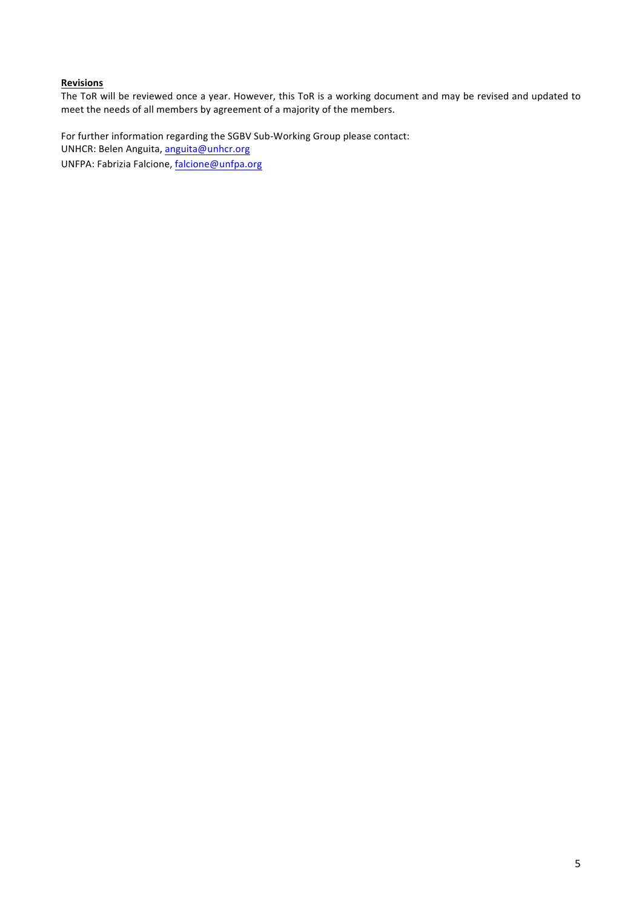**Revisions**

The ToR will be reviewed once a year. However, this ToR is a working document and may be revised and updated to meet the needs of all members by agreement of a majority of the members.

For further information regarding the SGBV Sub-Working Group please contact:
UNHCR: Belen Anguita, anguita@unhcr.org
UNFPA: Fabrizia Falcione, falcione@unfpa.org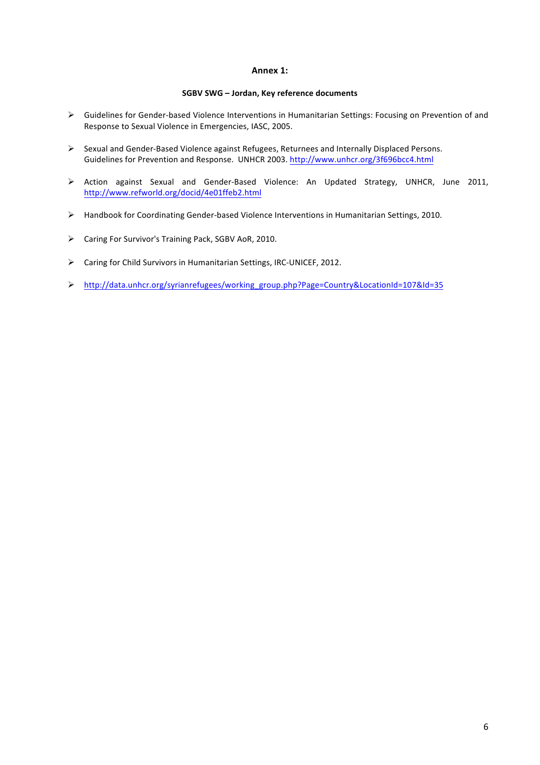## Annex 1:

### SGBV SWG – Jordan, Key reference documents

- Guidelines for Gender-based Violence Interventions in Humanitarian Settings: Focusing on Prevention of and Response to Sexual Violence in Emergencies, IASC, 2005.
- Sexual and Gender-Based Violence against Refugees, Returnees and Internally Displaced Persons. Guidelines for Prevention and Response. UNHCR 2003. http://www.unhcr.org/3f696bcc4.html
- Action against Sexual and Gender-Based Violence: An Updated Strategy, UNHCR, June 2011, http://www.refworld.org/docid/4e01ffeb2.html
- Handbook for Coordinating Gender-based Violence Interventions in Humanitarian Settings, 2010.
- Caring For Survivor's Training Pack, SGBV AoR, 2010.
- Caring for Child Survivors in Humanitarian Settings, IRC-UNICEF, 2012.
- http://data.unhcr.org/syrianrefugees/working_group.php?Page=Country&LocationId=107&Id=35